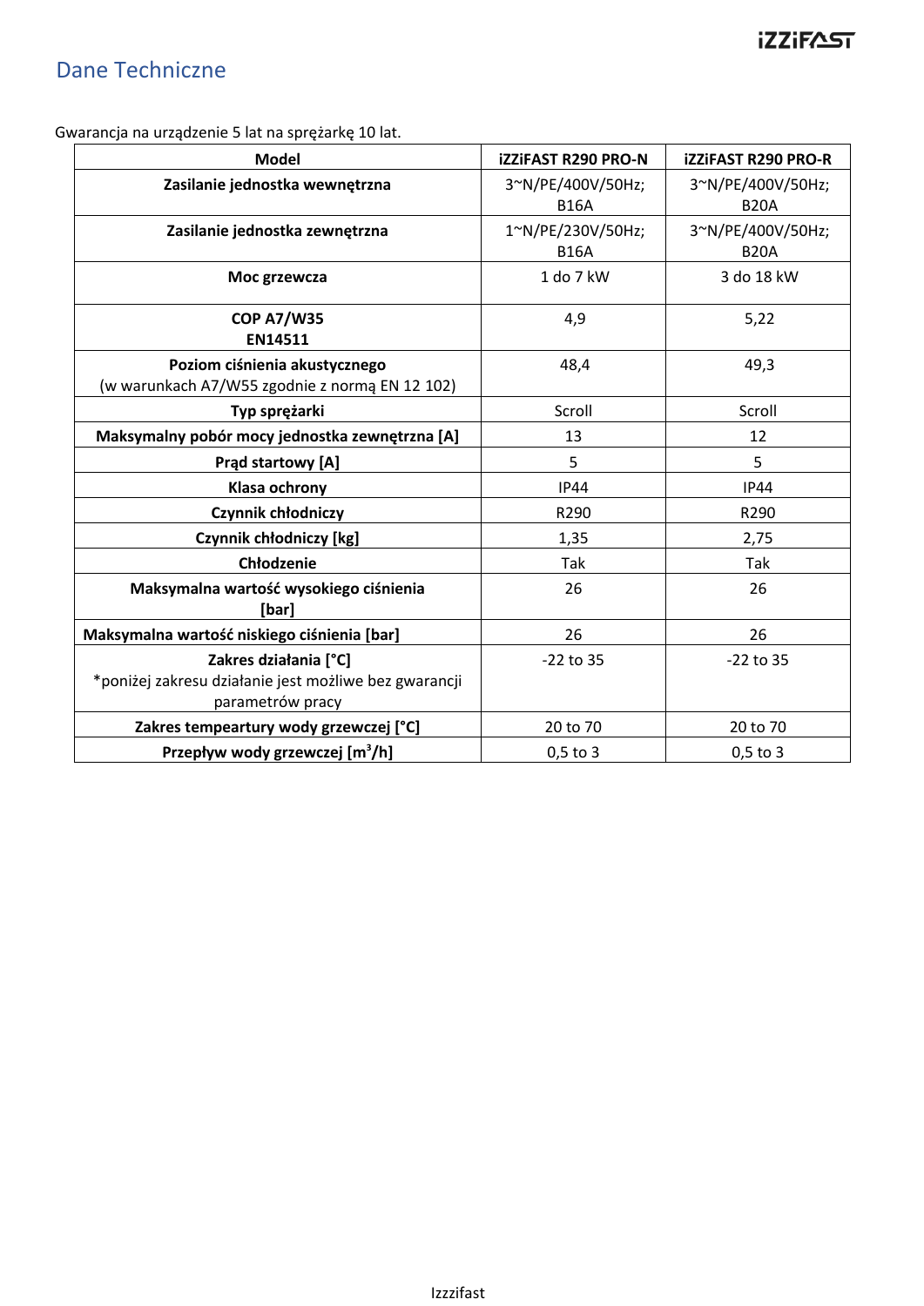# Dane Techniczne

Gwarancja na urządzenie 5 lat na sprężarkę 10 lat.

| Model | iZZiFAST R290 PRO-N | iZZiFAST R290 PRO-R |
|---|---|---|
| **Zasilanie jednostka wewnętrzna** | 3~N/PE/400V/50Hz; B16A | 3~N/PE/400V/50Hz; B20A |
| **Zasilanie jednostka zewnętrzna** | 1~N/PE/230V/50Hz; B16A | 3~N/PE/400V/50Hz; B20A |
| **Moc grzewcza** | 1 do 7 kW | 3 do 18 kW |
| **COP A7/W35 EN14511** | 4,9 | 5,22 |
| **Poziom ciśnienia akustycznego** (w warunkach A7/W55 zgodnie z normą EN 12 102) | 48,4 | 49,3 |
| **Typ sprężarki** | Scroll | Scroll |
| **Maksymalny pobór mocy jednostka zewnętrzna [A]** | 13 | 12 |
| **Prąd startowy [A]** | 5 | 5 |
| **Klasa ochrony** | IP44 | IP44 |
| **Czynnik chłodniczy** | R290 | R290 |
| **Czynnik chłodniczy [kg]** | 1,35 | 2,75 |
| **Chłodzenie** | Tak | Tak |
| **Maksymalna wartość wysokiego ciśnienia [bar]** | 26 | 26 |
| **Maksymalna wartość niskiego ciśnienia [bar]** | 26 | 26 |
| **Zakres działania [°C]** *poniżej zakresu działanie jest możliwe bez gwarancji parametrów pracy | -22 to 35 | -22 to 35 |
| **Zakres tempeartury wody grzewczej [°C]** | 20 to 70 | 20 to 70 |
| **Przepływ wody grzewczej [m³/h]** | 0,5 to 3 | 0,5 to 3 |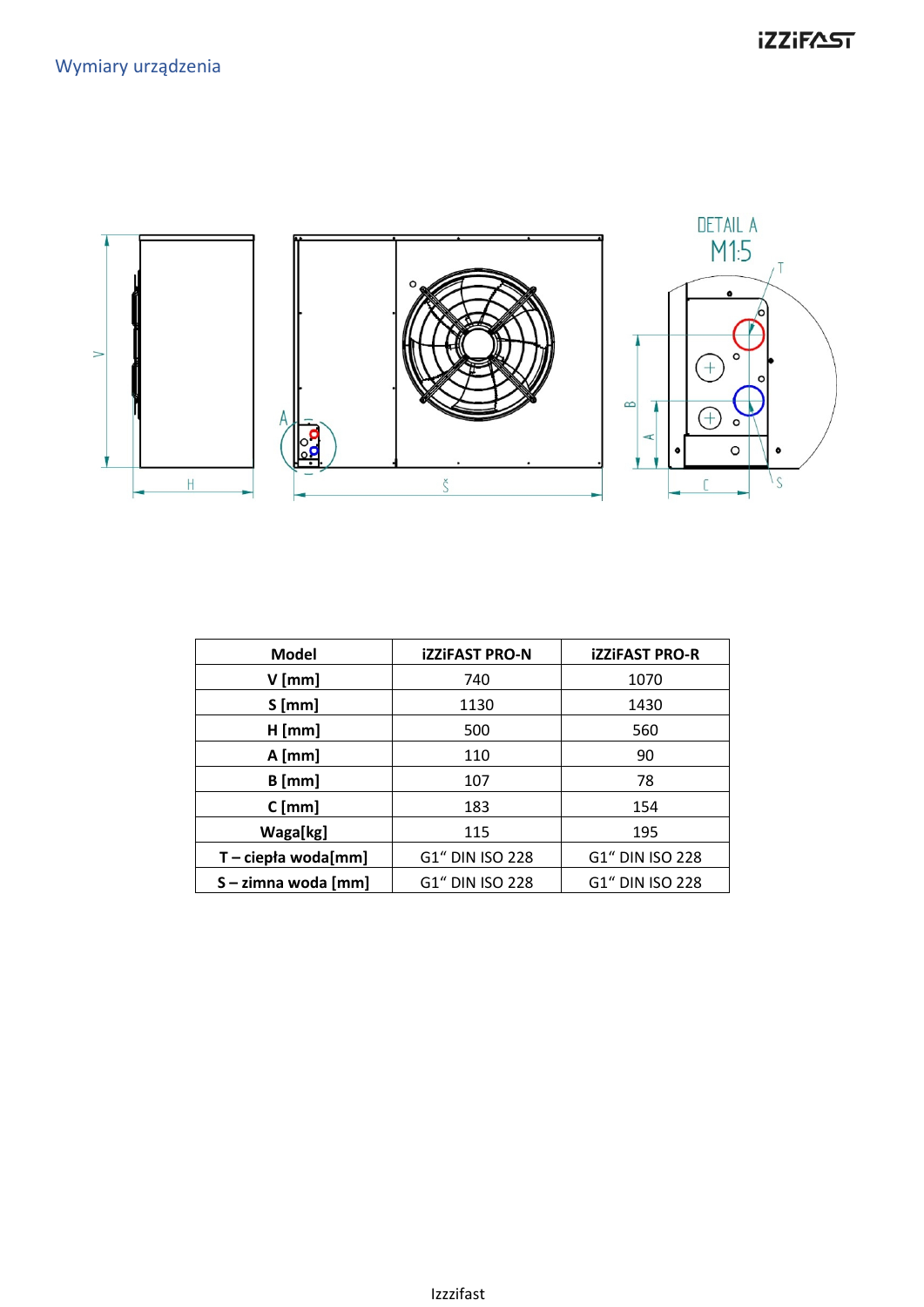## Wymiary urządzenia

| Model | iZZiFAST PRO-N | iZZiFAST PRO-R |
|---|---|---|
| V [mm] | 740 | 1070 |
| S [mm] | 1130 | 1430 |
| H [mm] | 500 | 560 |
| A [mm] | 110 | 90 |
| B [mm] | 107 | 78 |
| C [mm] | 183 | 154 |
| Waga[kg] | 115 | 195 |
| T – ciepła woda[mm] | G1" DIN ISO 228 | G1" DIN ISO 228 |
| S – zimna woda [mm] | G1" DIN ISO 228 | G1" DIN ISO 228 |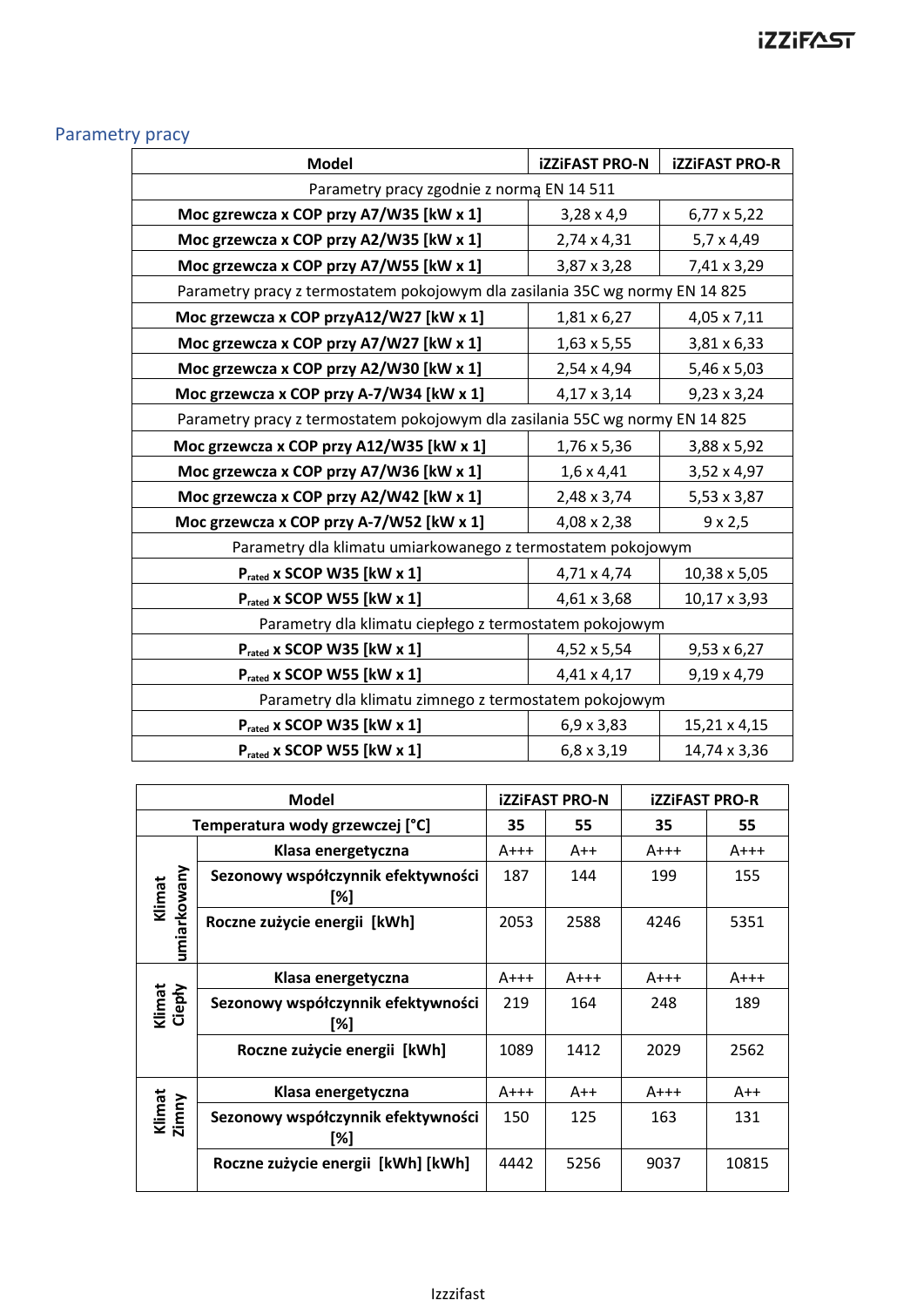## Parametry pracy

| Model | iZZiFAST PRO-N | iZZiFAST PRO-R |
|---|---|---|
| Parametry pracy zgodnie z normą EN 14 511 | | |
| **Moc grzewcza x COP przy A7/W35 [kW x 1]** | 3,28 x 4,9 | 6,77 x 5,22 |
| **Moc grzewcza x COP przy A2/W35 [kW x 1]** | 2,74 x 4,31 | 5,7 x 4,49 |
| **Moc grzewcza x COP przy A7/W55 [kW x 1]** | 3,87 x 3,28 | 7,41 x 3,29 |
| Parametry pracy z termostatem pokojowym dla zasilania 35C wg normy EN 14 825 | | |
| **Moc grzewcza x COP przyA12/W27 [kW x 1]** | 1,81 x 6,27 | 4,05 x 7,11 |
| **Moc grzewcza x COP przy A7/W27 [kW x 1]** | 1,63 x 5,55 | 3,81 x 6,33 |
| **Moc grzewcza x COP przy A2/W30 [kW x 1]** | 2,54 x 4,94 | 5,46 x 5,03 |
| **Moc grzewcza x COP przy A-7/W34 [kW x 1]** | 4,17 x 3,14 | 9,23 x 3,24 |
| Parametry pracy z termostatem pokojowym dla zasilania 55C wg normy EN 14 825 | | |
| **Moc grzewcza x COP przy A12/W35 [kW x 1]** | 1,76 x 5,36 | 3,88 x 5,92 |
| **Moc grzewcza x COP przy A7/W36 [kW x 1]** | 1,6 x 4,41 | 3,52 x 4,97 |
| **Moc grzewcza x COP przy A2/W42 [kW x 1]** | 2,48 x 3,74 | 5,53 x 3,87 |
| **Moc grzewcza x COP przy A-7/W52 [kW x 1]** | 4,08 x 2,38 | 9 x 2,5 |
| Parametry dla klimatu umiarkowanego z termostatem pokojowym | | |
| **$P_{rated}$ x SCOP W35 [kW x 1]** | 4,71 x 4,74 | 10,38 x 5,05 |
| **$P_{rated}$ x SCOP W55 [kW x 1]** | 4,61 x 3,68 | 10,17 x 3,93 |
| Parametry dla klimatu ciepłego z termostatem pokojowym | | |
| **$P_{rated}$ x SCOP W35 [kW x 1]** | 4,52 x 5,54 | 9,53 x 6,27 |
| **$P_{rated}$ x SCOP W55 [kW x 1]** | 4,41 x 4,17 | 9,19 x 4,79 |
| Parametry dla klimatu zimnego z termostatem pokojowym | | |
| **$P_{rated}$ x SCOP W35 [kW x 1]** | 6,9 x 3,83 | 15,21 x 4,15 |
| **$P_{rated}$ x SCOP W55 [kW x 1]** | 6,8 x 3,19 | 14,74 x 3,36 |

| Model | | iZZiFAST PRO-N | | iZZiFAST PRO-R | |
|---|---|---|---|---|---|
| **Temperatura wody grzewczej [°C]** | | **35** | **55** | **35** | **55** |
| **Klimat umiarkowany** | **Klasa energetyczna** | A+++ | A++ | A+++ | A+++ |
| | **Sezonowy współczynnik efektywności [%]** | 187 | 144 | 199 | 155 |
| | **Roczne zużycie energii [kWh]** | 2053 | 2588 | 4246 | 5351 |
| **Klimat Ciepły** | **Klasa energetyczna** | A+++ | A+++ | A+++ | A+++ |
| | **Sezonowy współczynnik efektywności [%]** | 219 | 164 | 248 | 189 |
| | **Roczne zużycie energii [kWh]** | 1089 | 1412 | 2029 | 2562 |
| **Klimat Zimny** | **Klasa energetyczna** | A+++ | A++ | A+++ | A++ |
| | **Sezonowy współczynnik efektywności [%]** | 150 | 125 | 163 | 131 |
| | **Roczne zużycie energii [kWh] [kWh]** | 4442 | 5256 | 9037 | 10815 |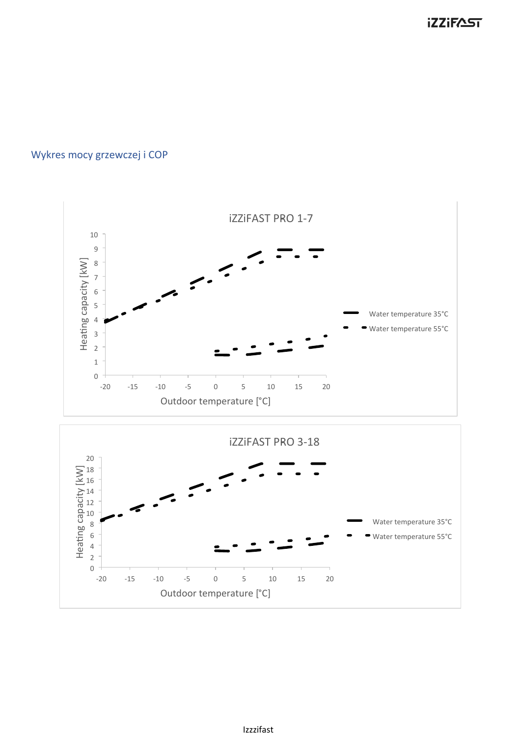## Wykres mocy grzewczej i COP

iZZiFAST PRO 1-7

Heating capacity [kW]

Outdoor temperature [°C]

Water temperature 35°C

Water temperature 55°C

iZZiFAST PRO 3-18

Heating capacity [kW]

Outdoor temperature [°C]

Water temperature 35°C

Water temperature 55°C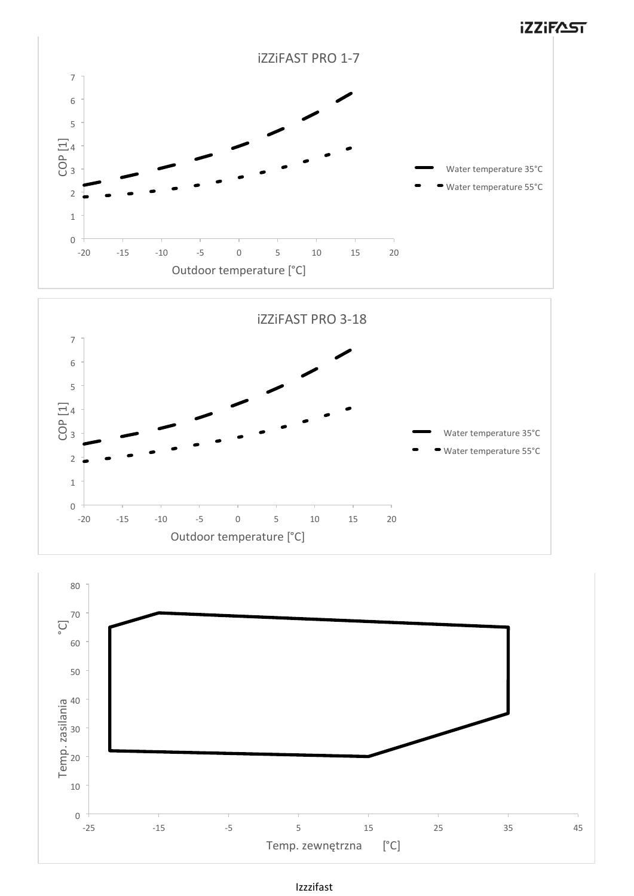iZZiFAST PRO 1-7

COP [1]

Outdoor temperature [°C]

Water temperature 35°C

Water temperature 55°C

iZZiFAST PRO 3-18

COP [1]

Outdoor temperature [°C]

Water temperature 35°C

Water temperature 55°C

Temp. zasilania °C]

Temp. zewnętrzna [°C]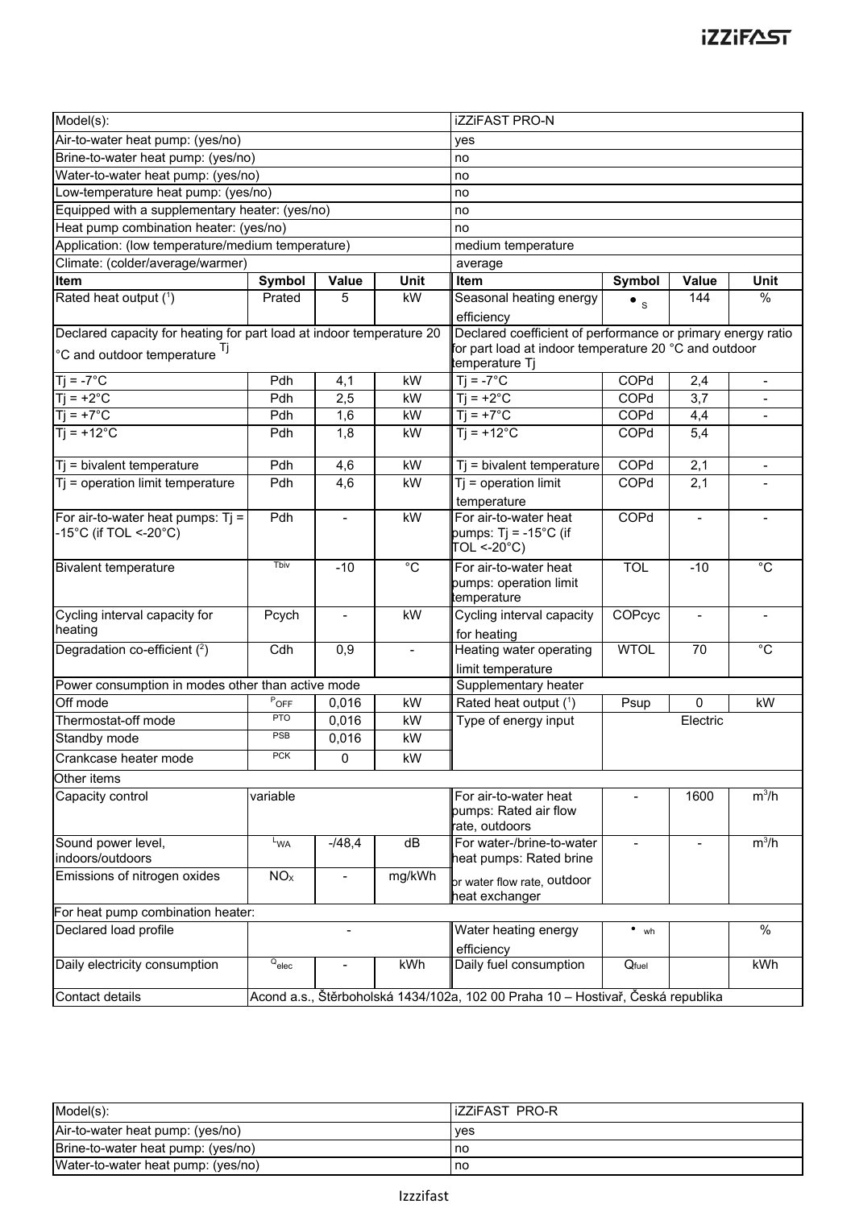| Model(s): | | | | iZZiFAST PRO-N | | | |
|---|---|---|---|---|---|---|---|
| Air-to-water heat pump: (yes/no) | | | | yes | | | |
| Brine-to-water heat pump: (yes/no) | | | | no | | | |
| Water-to-water heat pump: (yes/no) | | | | no | | | |
| Low-temperature heat pump: (yes/no) | | | | no | | | |
| Equipped with a supplementary heater: (yes/no) | | | | no | | | |
| Heat pump combination heater: (yes/no) | | | | no | | | |
| Application: (low temperature/medium temperature) | | | | medium temperature | | | |
| Climate: (colder/average/warmer) | | | | average | | | |
| **Item** | **Symbol** | **Value** | **Unit** | **Item** | **Symbol** | **Value** | **Unit** |
| Rated heat output ([1]) | Prated | 5 | kW | Seasonal heating energy efficiency | • s | 144 | % |
| Declared capacity for heating for part load at indoor temperature 20 °C and outdoor temperature Tj | | | | Declared coefficient of performance or primary energy ratio for part load at indoor temperature 20 °C and outdoor temperature Tj | | | |
| Tj = -7°C | Pdh | 4,1 | kW | Tj = -7°C | COPd | 2,4 | - |
| Tj = +2°C | Pdh | 2,5 | kW | Tj = +2°C | COPd | 3,7 | - |
| Tj = +7°C | Pdh | 1,6 | kW | Tj = +7°C | COPd | 4,4 | - |
| Tj = +12°C | Pdh | 1,8 | kW | Tj = +12°C | COPd | 5,4 | |
| Tj = bivalent temperature | Pdh | 4,6 | kW | Tj = bivalent temperature | COPd | 2,1 | - |
| Tj = operation limit temperature | Pdh | 4,6 | kW | Tj = operation limit temperature | COPd | 2,1 | - |
| For air-to-water heat pumps: Tj = -15°C (if TOL <-20°C) | Pdh | - | kW | For air-to-water heat pumps: Tj = -15°C (if TOL <-20°C) | COPd | - | - |
| Bivalent temperature | Tbiv | -10 | °C | For air-to-water heat pumps: operation limit temperature | TOL | -10 | °C |
| Cycling interval capacity for heating | Pcych | - | kW | Cycling interval capacity for heating | COPcyc | - | - |
| Degradation co-efficient ([2]) | Cdh | 0,9 | - | Heating water operating limit temperature | WTOL | 70 | °C |
| Power consumption in modes other than active mode | | | | Supplementary heater | | | |
| Off mode | $P_{OFF}$ | 0,016 | kW | Rated heat output ([1]) | Psup | 0 | kW |
| Thermostat-off mode | PTO | 0,016 | kW | Type of energy input | Electric | | |
| Standby mode | PSB | 0,016 | kW | | | | |
| Crankcase heater mode | PCK | 0 | kW | | | | |
| Other items | | | | | | | |
| Capacity control | variable | | | For air-to-water heat pumps: Rated air flow rate, outdoors | - | 1600 | $m^3/h$ |
| Sound power level, indoors/outdoors | $L_{WA}$ | -/48,4 | dB | For water-/brine-to-water heat pumps: Rated brine or water flow rate, outdoor heat exchanger | - | - | $m^3/h$ |
| Emissions of nitrogen oxides | $NO_x$ | - | mg/kWh | | | | |
| For heat pump combination heater: | | | | | | | |
| Declared load profile | - | | | Water heating energy efficiency | • wh | | % |
| Daily electricity consumption | $Q_{elec}$ | - | kWh | Daily fuel consumption | $Q_{fuel}$ | | kWh |
| Contact details | Acond a.s., Štěrboholská 1434/102a, 102 00 Praha 10 – Hostivař, Česká republika | | | | | | |

| Model(s): | iZZiFAST PRO-R |
|---|---|
| Air-to-water heat pump: (yes/no) | yes |
| Brine-to-water heat pump: (yes/no) | no |
| Water-to-water heat pump: (yes/no) | no |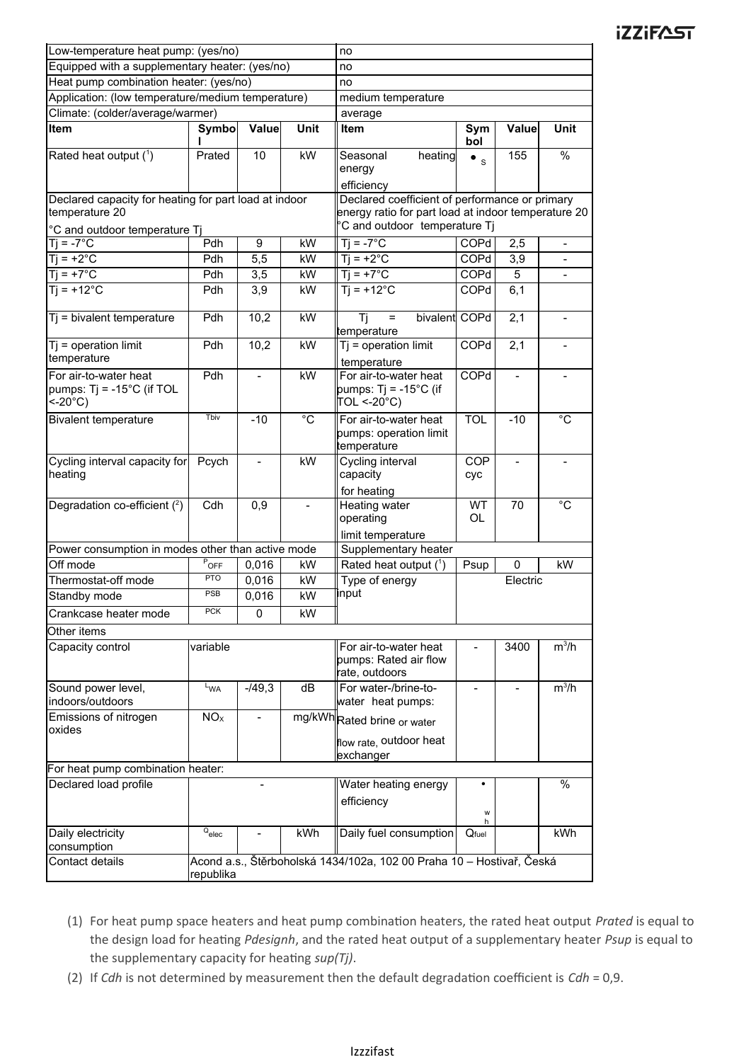| Low-temperature heat pump: (yes/no) | | | | no | | | |
|---|---|---|---|---|---|---|---|
| Equipped with a supplementary heater: (yes/no) | | | | no | | | |
| Heat pump combination heater: (yes/no) | | | | no | | | |
| Application: (low temperature/medium temperature) | | | | medium temperature | | | |
| Climate: (colder/average/warmer) | | | | average | | | |
| **Item** | **Symbol** | **Value** | **Unit** | **Item** | **Symbol** | **Value** | **Unit** |
| Rated heat output (1) | Prated | 10 | kW | Seasonal heating energy efficiency | $\eta_s$ | 155 | % |
| Declared capacity for heating for part load at indoor temperature 20 °C and outdoor temperature Tj | | | | Declared coefficient of performance or primary energy ratio for part load at indoor temperature 20 °C and outdoor temperature Tj | | | |
| Tj = -7°C | Pdh | 9 | kW | Tj = -7°C | COPd | 2,5 | - |
| Tj = +2°C | Pdh | 5,5 | kW | Tj = +2°C | COPd | 3,9 | - |
| Tj = +7°C | Pdh | 3,5 | kW | Tj = +7°C | COPd | 5 | - |
| Tj = +12°C | Pdh | 3,9 | kW | Tj = +12°C | COPd | 6,1 | |
| Tj = bivalent temperature | Pdh | 10,2 | kW | Tj = bivalent temperature | COPd | 2,1 | - |
| Tj = operation limit temperature | Pdh | 10,2 | kW | Tj = operation limit temperature | COPd | 2,1 | - |
| For air-to-water heat pumps: Tj = -15°C (if TOL <-20°C) | Pdh | - | kW | For air-to-water heat pumps: Tj = -15°C (if TOL <-20°C) | COPd | - | - |
| Bivalent temperature | Tbiv | -10 | °C | For air-to-water heat pumps: operation limit temperature | TOL | -10 | °C |
| Cycling interval capacity for heating | Pcych | - | kW | Cycling interval capacity for heating | COPcyc | - | - |
| Degradation co-efficient (2) | Cdh | 0,9 | - | Heating water operating limit temperature | WTOL | 70 | °C |
| Power consumption in modes other than active mode | | | | Supplementary heater | | | |
| Off mode | $P_{OFF}$ | 0,016 | kW | Rated heat output (1) | Psup | 0 | kW |
| Thermostat-off mode | PTO | 0,016 | kW | Type of energy input | Electric | | |
| Standby mode | PSB | 0,016 | kW | | | | |
| Crankcase heater mode | PCK | 0 | kW | | | | |
| Other items | | | | | | | |
| Capacity control | variable | | | For air-to-water heat pumps: Rated air flow rate, outdoors | - | 3400 | m³/h |
| Sound power level, indoors/outdoors | $L_{WA}$ | -/49,3 | dB | For water-/brine-to-water heat pumps: Rated brine or water flow rate, outdoor heat exchanger | - | - | m³/h |
| Emissions of nitrogen oxides | $NO_x$ | - | mg/kWh | | | | |
| For heat pump combination heater: | | | | | | | |
| Declared load profile | - | | | Water heating energy efficiency | $\eta_{wh}$ | | % |
| Daily electricity consumption | $Q_{elec}$ | - | kWh | Daily fuel consumption | $Q_{fuel}$ | | kWh |
| Contact details | Acond a.s., Štěrboholská 1434/102a, 102 00 Praha 10 – Hostivař, Česká republika | | | | | | |

(1) For heat pump space heaters and heat pump combination heaters, the rated heat output *Prated* is equal to the design load for heating *Pdesignh*, and the rated heat output of a supplementary heater *Psup* is equal to the supplementary capacity for heating *sup(Tj)*.

(2) If *Cdh* is not determined by measurement then the default degradation coefficient is *Cdh* = 0,9.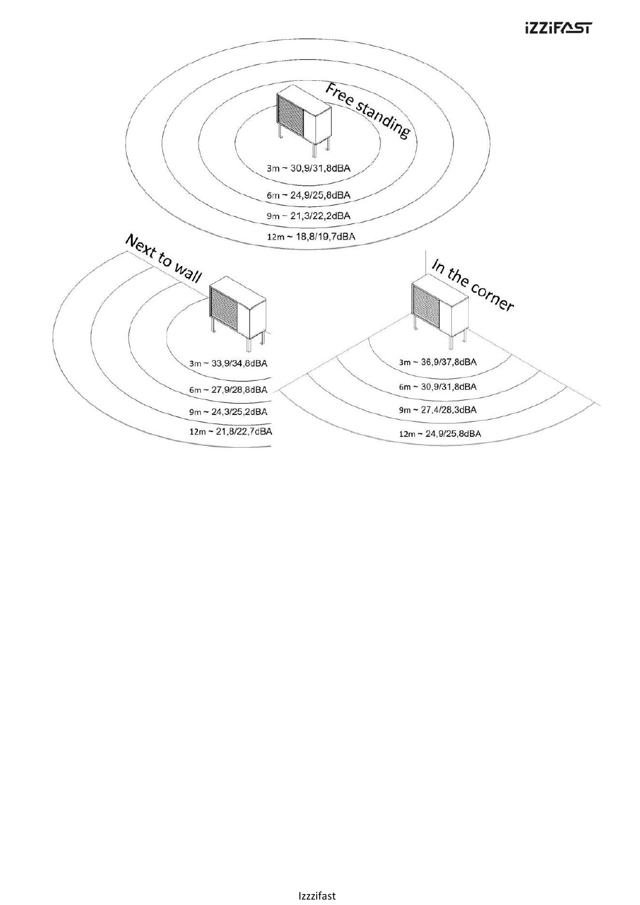Free standing

3m ~ 30,9/31,8dBA

6m ~ 24,9/25,8dBA

9m ~ 21,3/22,2dBA

12m ~ 18,8/19,7dBA

Next to wall

3m ~ 33,9/34,8dBA

6m ~ 27,9/28,8dBA

9m ~ 24,3/25,2dBA

12m ~ 21,8/22,7dBA

In the corner

3m ~ 36,9/37,8dBA

6m ~ 30,9/31,8dBA

9m ~ 27,4/28,3dBA

12m ~ 24,9/25,8dBA